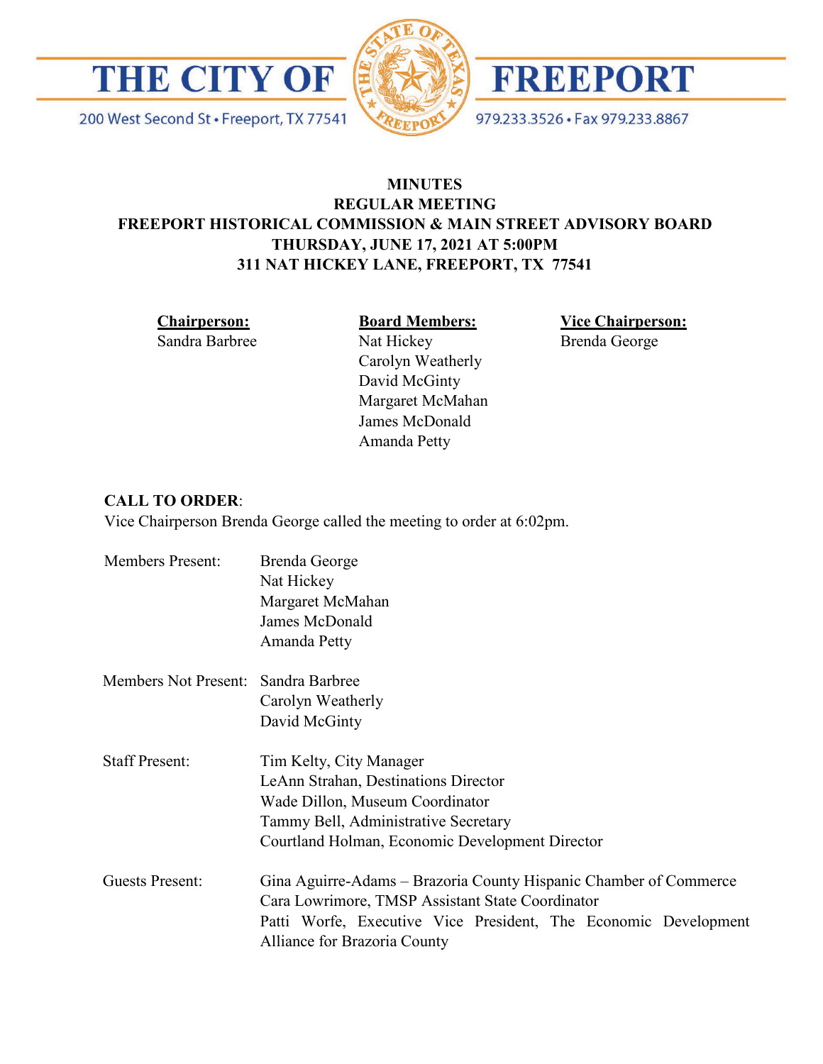THE CITY OF FREEPORT

200 West Second St • Freeport, TX 77541

979.233.3526 • Fax 979.233.8867

# MINUTES
## REGULAR MEETING
## FREEPORT HISTORICAL COMMISSION & MAIN STREET ADVISORY BOARD
## THURSDAY, JUNE 17, 2021 AT 5:00PM
## 311 NAT HICKEY LANE, FREEPORT, TX 77541

| **Chairperson:** | **Board Members:** | **Vice Chairperson:** |
|---|---|---|
| Sandra Barbree | Nat Hickey | Brenda George |
| | Carolyn Weatherly | |
| | David McGinty | |
| | Margaret McMahan | |
| | James McDonald | |
| | Amanda Petty | |

**CALL TO ORDER**:
Vice Chairperson Brenda George called the meeting to order at 6:02pm.

Members Present:
- Brenda George
- Nat Hickey
- Margaret McMahan
- James McDonald
- Amanda Petty

Members Not Present:
- Sandra Barbree
- Carolyn Weatherly
- David McGinty

Staff Present:
- Tim Kelty, City Manager
- LeAnn Strahan, Destinations Director
- Wade Dillon, Museum Coordinator
- Tammy Bell, Administrative Secretary
- Courtland Holman, Economic Development Director

Guests Present:
- Gina Aguirre-Adams – Brazoria County Hispanic Chamber of Commerce
- Cara Lowrimore, TMSP Assistant State Coordinator
- Patti Worfe, Executive Vice President, The Economic Development Alliance for Brazoria County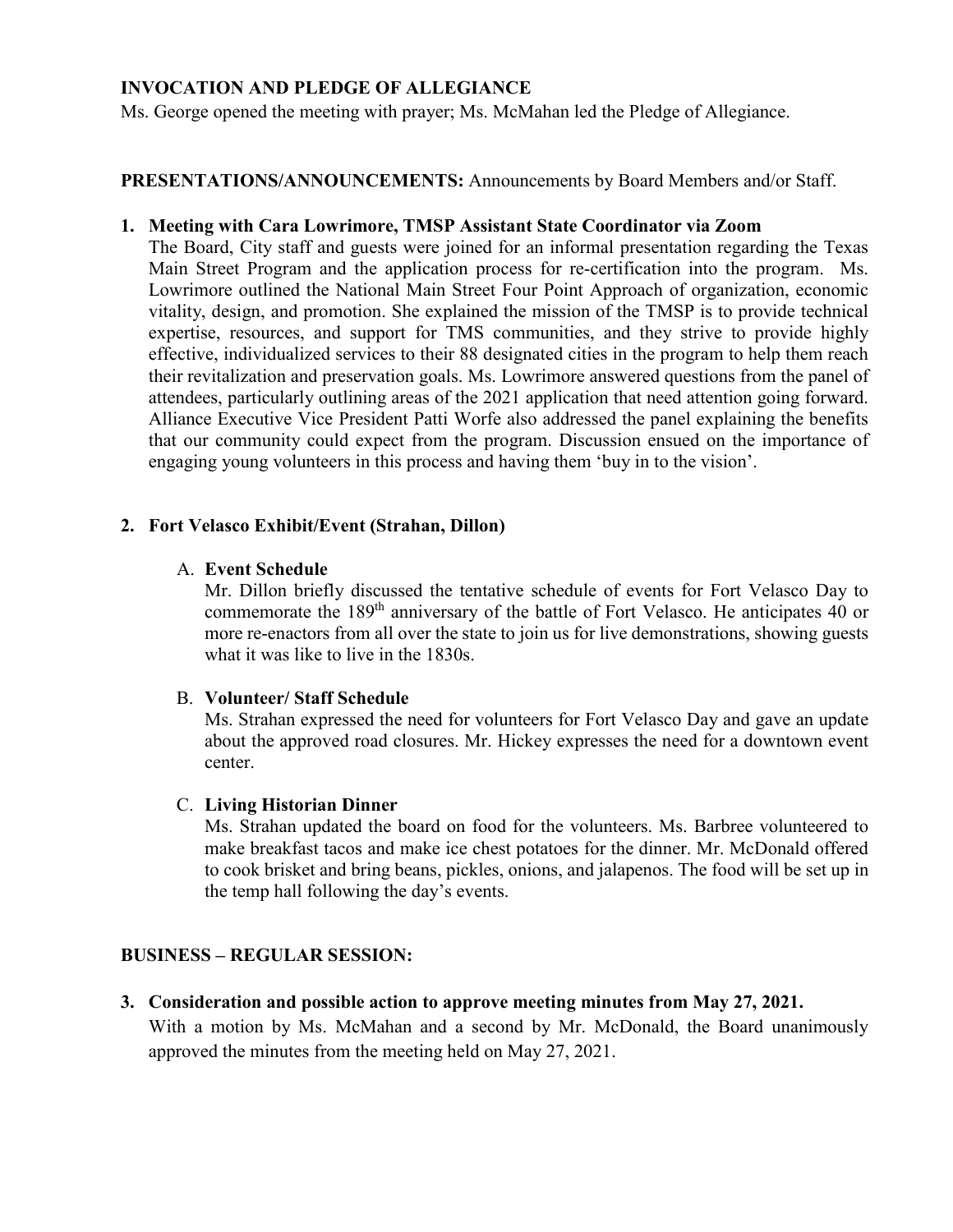**INVOCATION AND PLEDGE OF ALLEGIANCE**
Ms. George opened the meeting with prayer; Ms. McMahan led the Pledge of Allegiance.

**PRESENTATIONS/ANNOUNCEMENTS:** Announcements by Board Members and/or Staff.

1. **Meeting with Cara Lowrimore, TMSP Assistant State Coordinator via Zoom**
   The Board, City staff and guests were joined for an informal presentation regarding the Texas Main Street Program and the application process for re-certification into the program. Ms. Lowrimore outlined the National Main Street Four Point Approach of organization, economic vitality, design, and promotion. She explained the mission of the TMSP is to provide technical expertise, resources, and support for TMS communities, and they strive to provide highly effective, individualized services to their 88 designated cities in the program to help them reach their revitalization and preservation goals. Ms. Lowrimore answered questions from the panel of attendees, particularly outlining areas of the 2021 application that need attention going forward. Alliance Executive Vice President Patti Worfe also addressed the panel explaining the benefits that our community could expect from the program. Discussion ensued on the importance of engaging young volunteers in this process and having them 'buy in to the vision'.

2. **Fort Velasco Exhibit/Event (Strahan, Dillon)**

   A. **Event Schedule**
   Mr. Dillon briefly discussed the tentative schedule of events for Fort Velasco Day to commemorate the 189th anniversary of the battle of Fort Velasco. He anticipates 40 or more re-enactors from all over the state to join us for live demonstrations, showing guests what it was like to live in the 1830s.

   B. **Volunteer/ Staff Schedule**
   Ms. Strahan expressed the need for volunteers for Fort Velasco Day and gave an update about the approved road closures. Mr. Hickey expresses the need for a downtown event center.

   C. **Living Historian Dinner**
   Ms. Strahan updated the board on food for the volunteers. Ms. Barbree volunteered to make breakfast tacos and make ice chest potatoes for the dinner. Mr. McDonald offered to cook brisket and bring beans, pickles, onions, and jalapenos. The food will be set up in the temp hall following the day's events.

**BUSINESS – REGULAR SESSION:**

3. **Consideration and possible action to approve meeting minutes from May 27, 2021.**
   With a motion by Ms. McMahan and a second by Mr. McDonald, the Board unanimously approved the minutes from the meeting held on May 27, 2021.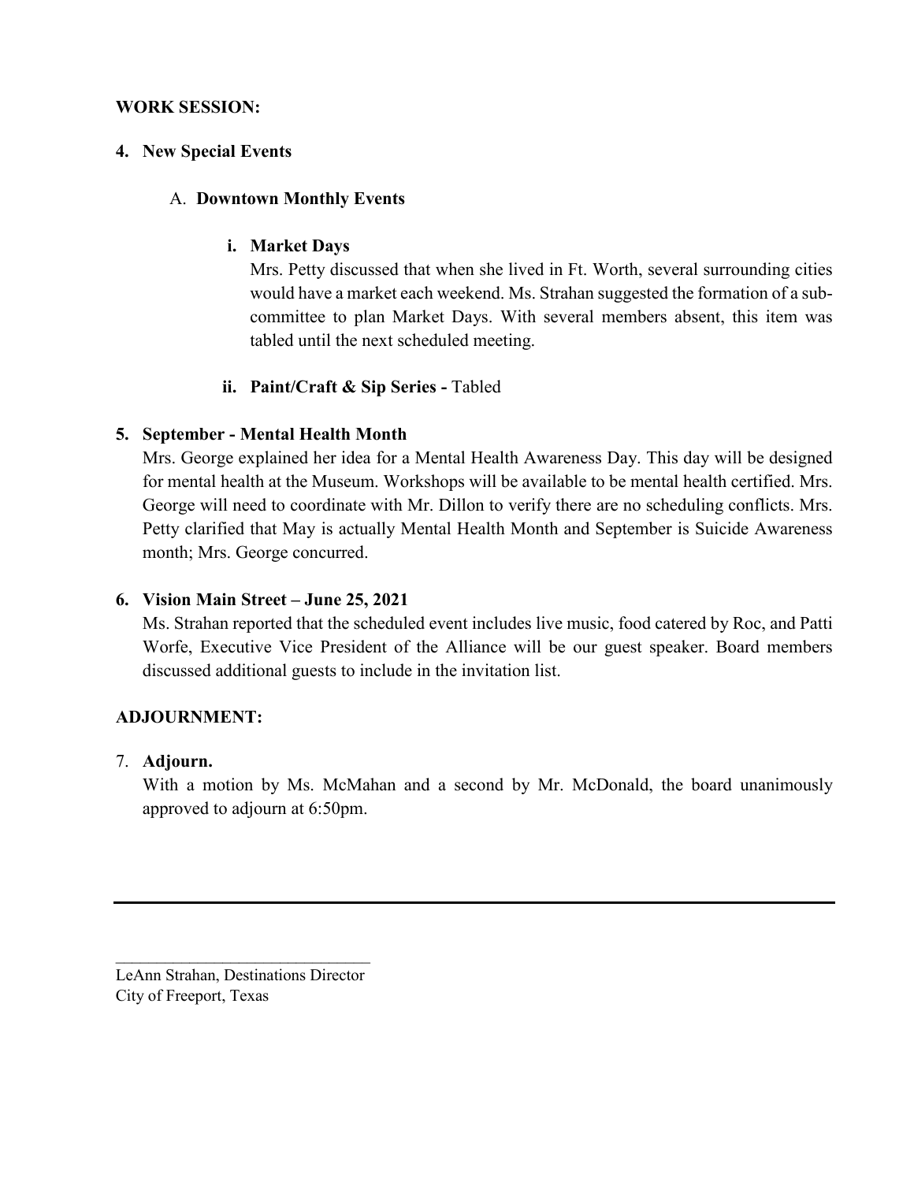**WORK SESSION:**

**4. New Special Events**

A. **Downtown Monthly Events**

**i. Market Days**

Mrs. Petty discussed that when she lived in Ft. Worth, several surrounding cities would have a market each weekend. Ms. Strahan suggested the formation of a sub-committee to plan Market Days. With several members absent, this item was tabled until the next scheduled meeting.

**ii. Paint/Craft & Sip Series -** Tabled

**5. September - Mental Health Month**

Mrs. George explained her idea for a Mental Health Awareness Day. This day will be designed for mental health at the Museum. Workshops will be available to be mental health certified. Mrs. George will need to coordinate with Mr. Dillon to verify there are no scheduling conflicts. Mrs. Petty clarified that May is actually Mental Health Month and September is Suicide Awareness month; Mrs. George concurred.

**6. Vision Main Street – June 25, 2021**

Ms. Strahan reported that the scheduled event includes live music, food catered by Roc, and Patti Worfe, Executive Vice President of the Alliance will be our guest speaker. Board members discussed additional guests to include in the invitation list.

**ADJOURNMENT:**

7. **Adjourn.**

With a motion by Ms. McMahan and a second by Mr. McDonald, the board unanimously approved to adjourn at 6:50pm.

---

\_\_\_\_\_\_\_\_\_\_\_\_\_\_\_\_\_\_\_\_\_\_\_\_\_\_\_\_\_\_\_\_

LeAnn Strahan, Destinations Director
City of Freeport, Texas